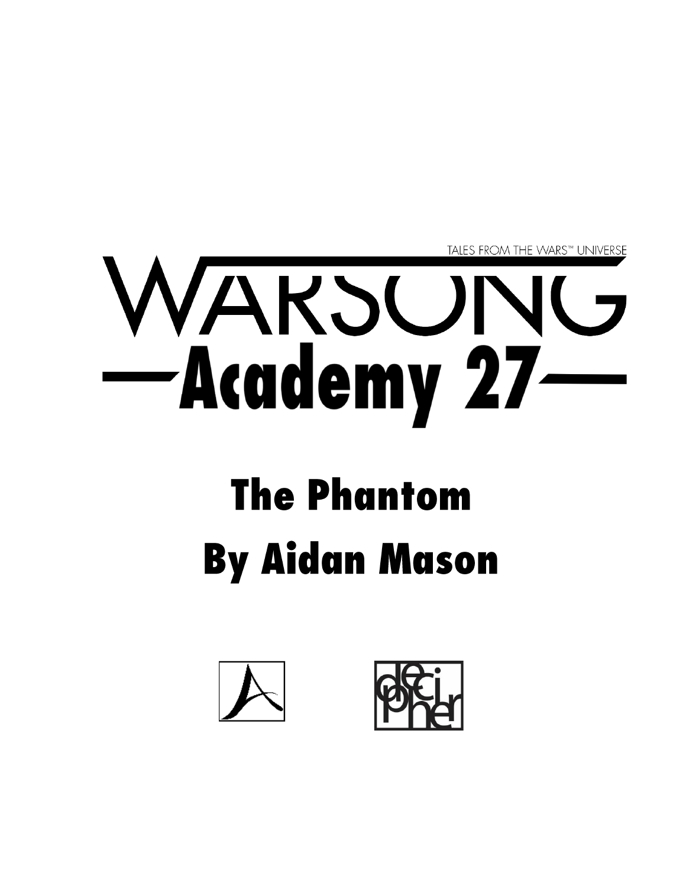TALES FROM THE WARS™ UNIVERSE

# WARSONG

# —Academy 27—

## The Phantom

## By Aidan Mason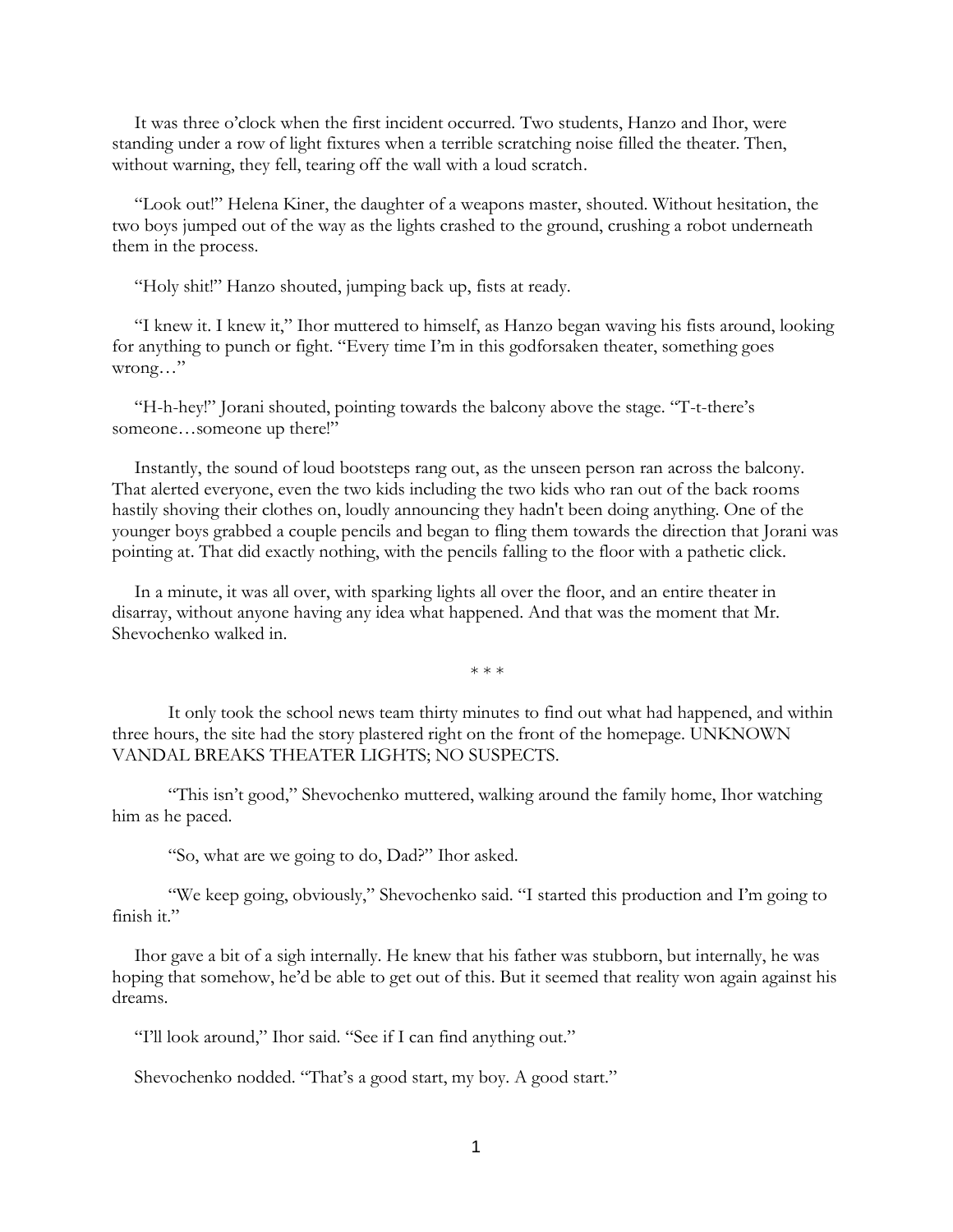It was three o'clock when the first incident occurred. Two students, Hanzo and Ihor, were standing under a row of light fixtures when a terrible scratching noise filled the theater. Then, without warning, they fell, tearing off the wall with a loud scratch.

"Look out!" Helena Kiner, the daughter of a weapons master, shouted. Without hesitation, the two boys jumped out of the way as the lights crashed to the ground, crushing a robot underneath them in the process.

"Holy shit!" Hanzo shouted, jumping back up, fists at ready.

"I knew it. I knew it," Ihor muttered to himself, as Hanzo began waving his fists around, looking for anything to punch or fight. "Every time I'm in this godforsaken theater, something goes wrong…"

"H-h-hey!" Jorani shouted, pointing towards the balcony above the stage. "T-t-there's someone…someone up there!"

Instantly, the sound of loud bootsteps rang out, as the unseen person ran across the balcony. That alerted everyone, even the two kids including the two kids who ran out of the back rooms hastily shoving their clothes on, loudly announcing they hadn't been doing anything. One of the younger boys grabbed a couple pencils and began to fling them towards the direction that Jorani was pointing at. That did exactly nothing, with the pencils falling to the floor with a pathetic click.

In a minute, it was all over, with sparking lights all over the floor, and an entire theater in disarray, without anyone having any idea what happened. And that was the moment that Mr. Shevochenko walked in.

\* \* \*

It only took the school news team thirty minutes to find out what had happened, and within three hours, the site had the story plastered right on the front of the homepage. UNKNOWN VANDAL BREAKS THEATER LIGHTS; NO SUSPECTS.

"This isn't good," Shevochenko muttered, walking around the family home, Ihor watching him as he paced.

"So, what are we going to do, Dad?" Ihor asked.

"We keep going, obviously," Shevochenko said. "I started this production and I'm going to finish it."

Ihor gave a bit of a sigh internally. He knew that his father was stubborn, but internally, he was hoping that somehow, he'd be able to get out of this. But it seemed that reality won again against his dreams.

"I'll look around," Ihor said. "See if I can find anything out."

Shevochenko nodded. "That's a good start, my boy. A good start."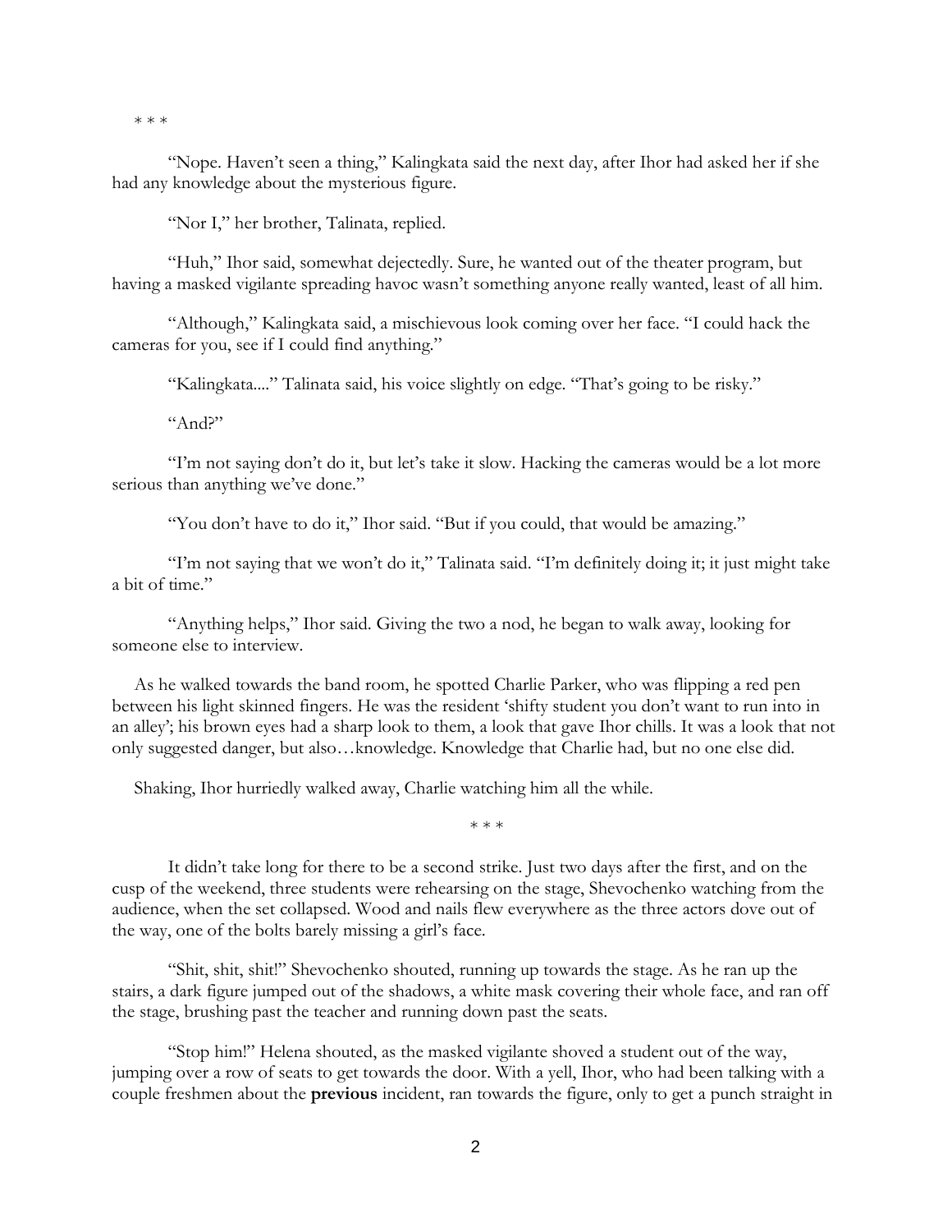\* \* \*

"Nope. Haven't seen a thing," Kalingkata said the next day, after Ihor had asked her if she had any knowledge about the mysterious figure.

"Nor I," her brother, Talinata, replied.

"Huh," Ihor said, somewhat dejectedly. Sure, he wanted out of the theater program, but having a masked vigilante spreading havoc wasn't something anyone really wanted, least of all him.

"Although," Kalingkata said, a mischievous look coming over her face. "I could hack the cameras for you, see if I could find anything."

"Kalingkata...." Talinata said, his voice slightly on edge. "That's going to be risky."

"And?"

"I'm not saying don't do it, but let's take it slow. Hacking the cameras would be a lot more serious than anything we've done."

"You don't have to do it," Ihor said. "But if you could, that would be amazing."

"I'm not saying that we won't do it," Talinata said. "I'm definitely doing it; it just might take a bit of time."

"Anything helps," Ihor said. Giving the two a nod, he began to walk away, looking for someone else to interview.

As he walked towards the band room, he spotted Charlie Parker, who was flipping a red pen between his light skinned fingers. He was the resident 'shifty student you don't want to run into in an alley'; his brown eyes had a sharp look to them, a look that gave Ihor chills. It was a look that not only suggested danger, but also…knowledge. Knowledge that Charlie had, but no one else did.

Shaking, Ihor hurriedly walked away, Charlie watching him all the while.

\* \* \*

It didn't take long for there to be a second strike. Just two days after the first, and on the cusp of the weekend, three students were rehearsing on the stage, Shevochenko watching from the audience, when the set collapsed. Wood and nails flew everywhere as the three actors dove out of the way, one of the bolts barely missing a girl's face.

"Shit, shit, shit!" Shevochenko shouted, running up towards the stage. As he ran up the stairs, a dark figure jumped out of the shadows, a white mask covering their whole face, and ran off the stage, brushing past the teacher and running down past the seats.

"Stop him!" Helena shouted, as the masked vigilante shoved a student out of the way, jumping over a row of seats to get towards the door. With a yell, Ihor, who had been talking with a couple freshmen about the **previous** incident, ran towards the figure, only to get a punch straight in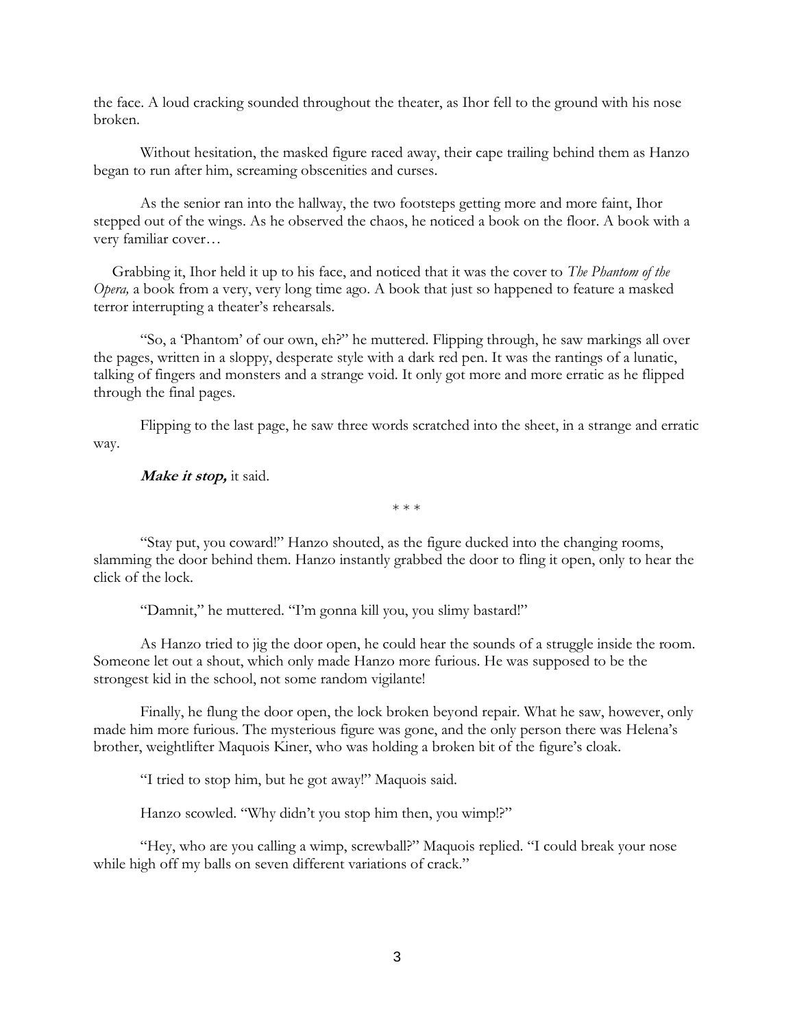the face. A loud cracking sounded throughout the theater, as Ihor fell to the ground with his nose broken.

Without hesitation, the masked figure raced away, their cape trailing behind them as Hanzo began to run after him, screaming obscenities and curses.

As the senior ran into the hallway, the two footsteps getting more and more faint, Ihor stepped out of the wings. As he observed the chaos, he noticed a book on the floor. A book with a very familiar cover…

Grabbing it, Ihor held it up to his face, and noticed that it was the cover to *The Phantom of the Opera,* a book from a very, very long time ago. A book that just so happened to feature a masked terror interrupting a theater's rehearsals.

"So, a 'Phantom' of our own, eh?" he muttered. Flipping through, he saw markings all over the pages, written in a sloppy, desperate style with a dark red pen. It was the rantings of a lunatic, talking of fingers and monsters and a strange void. It only got more and more erratic as he flipped through the final pages.

Flipping to the last page, he saw three words scratched into the sheet, in a strange and erratic way.

***Make it stop,*** it said.

\* \* \*

"Stay put, you coward!" Hanzo shouted, as the figure ducked into the changing rooms, slamming the door behind them. Hanzo instantly grabbed the door to fling it open, only to hear the click of the lock.

"Damnit," he muttered. "I'm gonna kill you, you slimy bastard!"

As Hanzo tried to jig the door open, he could hear the sounds of a struggle inside the room. Someone let out a shout, which only made Hanzo more furious. He was supposed to be the strongest kid in the school, not some random vigilante!

Finally, he flung the door open, the lock broken beyond repair. What he saw, however, only made him more furious. The mysterious figure was gone, and the only person there was Helena's brother, weightlifter Maquois Kiner, who was holding a broken bit of the figure's cloak.

"I tried to stop him, but he got away!" Maquois said.

Hanzo scowled. "Why didn't you stop him then, you wimp!?"

"Hey, who are you calling a wimp, screwball?" Maquois replied. "I could break your nose while high off my balls on seven different variations of crack."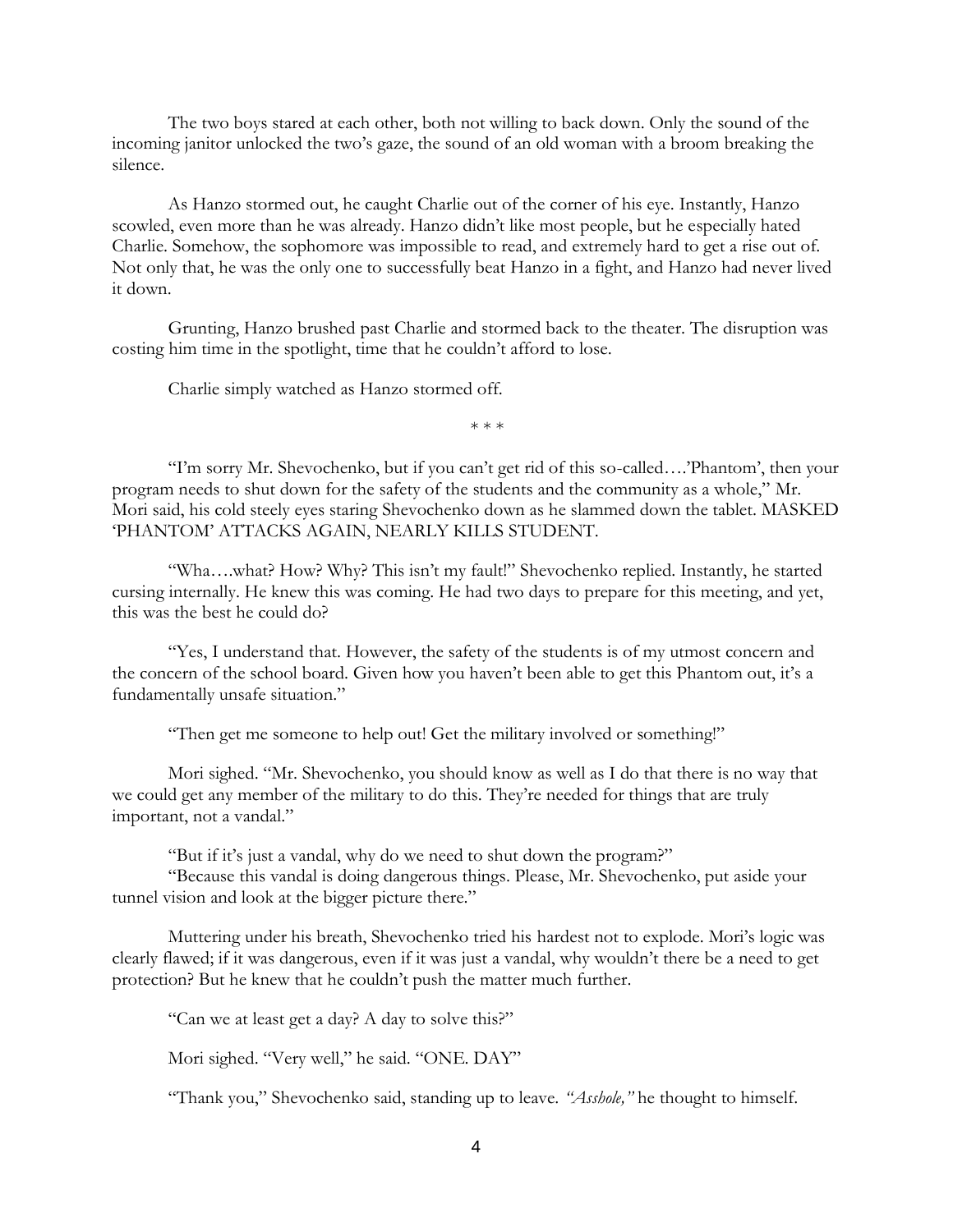The two boys stared at each other, both not willing to back down. Only the sound of the incoming janitor unlocked the two's gaze, the sound of an old woman with a broom breaking the silence.

As Hanzo stormed out, he caught Charlie out of the corner of his eye. Instantly, Hanzo scowled, even more than he was already. Hanzo didn't like most people, but he especially hated Charlie. Somehow, the sophomore was impossible to read, and extremely hard to get a rise out of. Not only that, he was the only one to successfully beat Hanzo in a fight, and Hanzo had never lived it down.

Grunting, Hanzo brushed past Charlie and stormed back to the theater. The disruption was costing him time in the spotlight, time that he couldn't afford to lose.

Charlie simply watched as Hanzo stormed off.

\* \* \*

"I'm sorry Mr. Shevochenko, but if you can't get rid of this so-called….'Phantom', then your program needs to shut down for the safety of the students and the community as a whole," Mr. Mori said, his cold steely eyes staring Shevochenko down as he slammed down the tablet. MASKED 'PHANTOM' ATTACKS AGAIN, NEARLY KILLS STUDENT.

"Wha….what? How? Why? This isn't my fault!" Shevochenko replied. Instantly, he started cursing internally. He knew this was coming. He had two days to prepare for this meeting, and yet, this was the best he could do?

"Yes, I understand that. However, the safety of the students is of my utmost concern and the concern of the school board. Given how you haven't been able to get this Phantom out, it's a fundamentally unsafe situation."

"Then get me someone to help out! Get the military involved or something!"

Mori sighed. "Mr. Shevochenko, you should know as well as I do that there is no way that we could get any member of the military to do this. They're needed for things that are truly important, not a vandal."

"But if it's just a vandal, why do we need to shut down the program?"

"Because this vandal is doing dangerous things. Please, Mr. Shevochenko, put aside your tunnel vision and look at the bigger picture there."

Muttering under his breath, Shevochenko tried his hardest not to explode. Mori's logic was clearly flawed; if it was dangerous, even if it was just a vandal, why wouldn't there be a need to get protection? But he knew that he couldn't push the matter much further.

"Can we at least get a day? A day to solve this?"

Mori sighed. "Very well," he said. "ONE. DAY"

"Thank you," Shevochenko said, standing up to leave. *"Asshole,"* he thought to himself.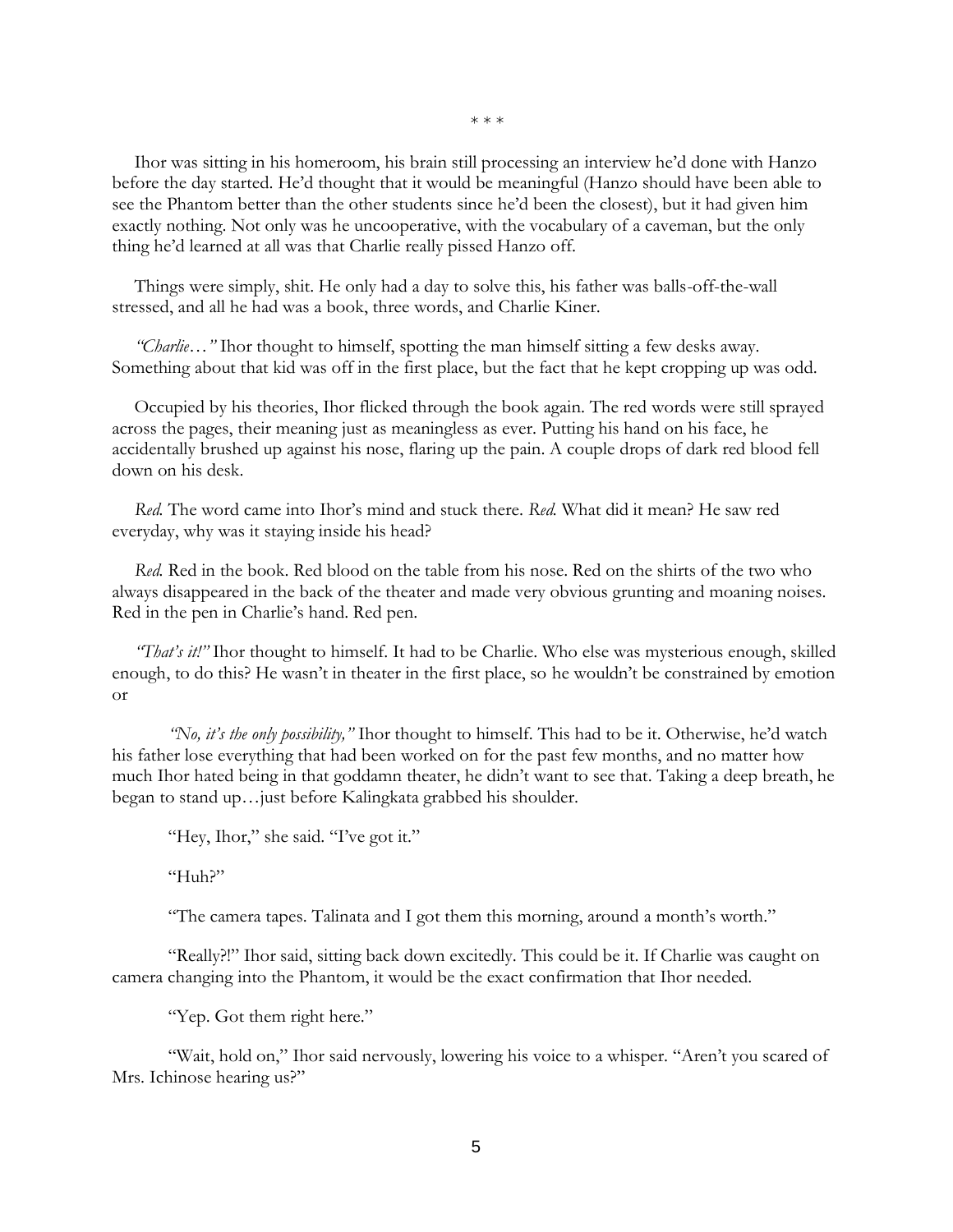\* \* \*

Ihor was sitting in his homeroom, his brain still processing an interview he'd done with Hanzo before the day started. He'd thought that it would be meaningful (Hanzo should have been able to see the Phantom better than the other students since he'd been the closest), but it had given him exactly nothing. Not only was he uncooperative, with the vocabulary of a caveman, but the only thing he'd learned at all was that Charlie really pissed Hanzo off.

Things were simply, shit. He only had a day to solve this, his father was balls-off-the-wall stressed, and all he had was a book, three words, and Charlie Kiner.

*"Charlie…"* Ihor thought to himself, spotting the man himself sitting a few desks away. Something about that kid was off in the first place, but the fact that he kept cropping up was odd.

Occupied by his theories, Ihor flicked through the book again. The red words were still sprayed across the pages, their meaning just as meaningless as ever. Putting his hand on his face, he accidentally brushed up against his nose, flaring up the pain. A couple drops of dark red blood fell down on his desk.

*Red.* The word came into Ihor's mind and stuck there. *Red.* What did it mean? He saw red everyday, why was it staying inside his head?

*Red.* Red in the book. Red blood on the table from his nose. Red on the shirts of the two who always disappeared in the back of the theater and made very obvious grunting and moaning noises. Red in the pen in Charlie's hand. Red pen.

*"That's it!"* Ihor thought to himself. It had to be Charlie. Who else was mysterious enough, skilled enough, to do this? He wasn't in theater in the first place, so he wouldn't be constrained by emotion or

*"No, it's the only possibility,"* Ihor thought to himself. This had to be it. Otherwise, he'd watch his father lose everything that had been worked on for the past few months, and no matter how much Ihor hated being in that goddamn theater, he didn't want to see that. Taking a deep breath, he began to stand up…just before Kalingkata grabbed his shoulder.

"Hey, Ihor," she said. "I've got it."

"Huh?"

"The camera tapes. Talinata and I got them this morning, around a month's worth."

"Really?!" Ihor said, sitting back down excitedly. This could be it. If Charlie was caught on camera changing into the Phantom, it would be the exact confirmation that Ihor needed.

"Yep. Got them right here."

"Wait, hold on," Ihor said nervously, lowering his voice to a whisper. "Aren't you scared of Mrs. Ichinose hearing us?"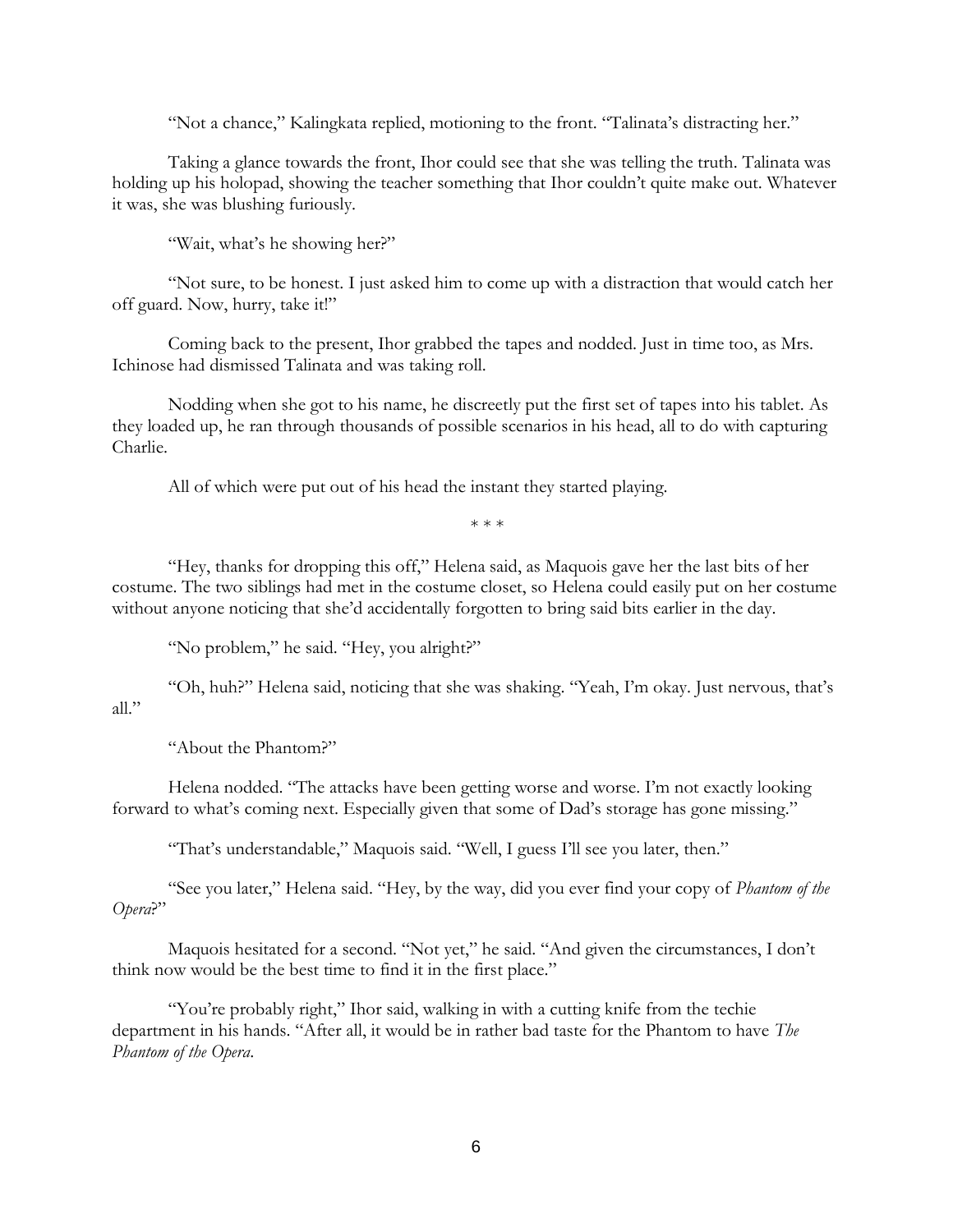"Not a chance," Kalingkata replied, motioning to the front. "Talinata's distracting her."

Taking a glance towards the front, Ihor could see that she was telling the truth. Talinata was holding up his holopad, showing the teacher something that Ihor couldn't quite make out. Whatever it was, she was blushing furiously.

"Wait, what's he showing her?"

"Not sure, to be honest. I just asked him to come up with a distraction that would catch her off guard. Now, hurry, take it!"

Coming back to the present, Ihor grabbed the tapes and nodded. Just in time too, as Mrs. Ichinose had dismissed Talinata and was taking roll.

Nodding when she got to his name, he discreetly put the first set of tapes into his tablet. As they loaded up, he ran through thousands of possible scenarios in his head, all to do with capturing Charlie.

All of which were put out of his head the instant they started playing.

\* \* \*

"Hey, thanks for dropping this off," Helena said, as Maquois gave her the last bits of her costume. The two siblings had met in the costume closet, so Helena could easily put on her costume without anyone noticing that she'd accidentally forgotten to bring said bits earlier in the day.

"No problem," he said. "Hey, you alright?"

"Oh, huh?" Helena said, noticing that she was shaking. "Yeah, I'm okay. Just nervous, that's all."

"About the Phantom?"

Helena nodded. "The attacks have been getting worse and worse. I'm not exactly looking forward to what's coming next. Especially given that some of Dad's storage has gone missing."

"That's understandable," Maquois said. "Well, I guess I'll see you later, then."

"See you later," Helena said. "Hey, by the way, did you ever find your copy of *Phantom of the Opera*?"

Maquois hesitated for a second. "Not yet," he said. "And given the circumstances, I don't think now would be the best time to find it in the first place."

"You're probably right," Ihor said, walking in with a cutting knife from the techie department in his hands. "After all, it would be in rather bad taste for the Phantom to have *The Phantom of the Opera*.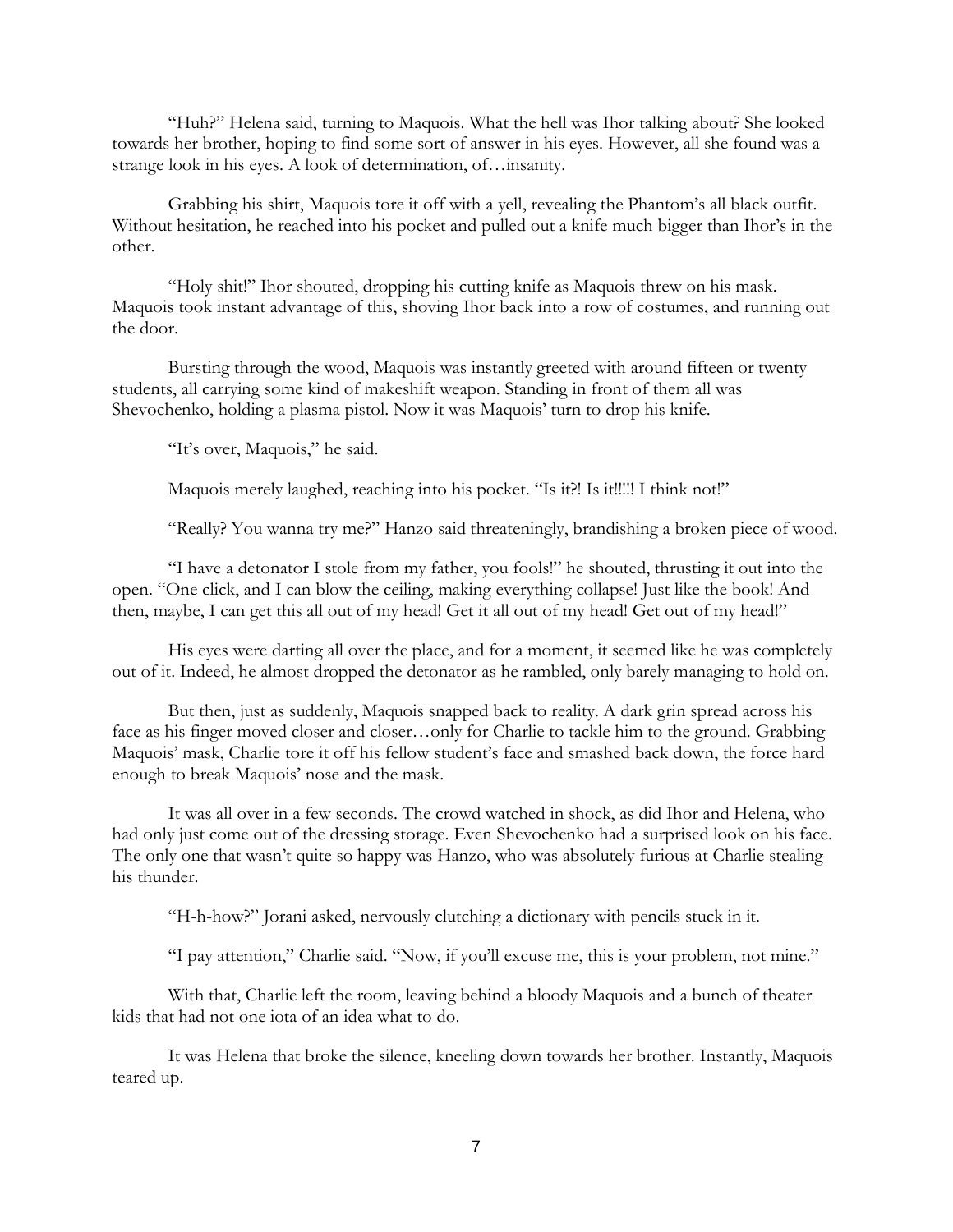"Huh?" Helena said, turning to Maquois. What the hell was Ihor talking about? She looked towards her brother, hoping to find some sort of answer in his eyes. However, all she found was a strange look in his eyes. A look of determination, of…insanity.

Grabbing his shirt, Maquois tore it off with a yell, revealing the Phantom's all black outfit. Without hesitation, he reached into his pocket and pulled out a knife much bigger than Ihor's in the other.

"Holy shit!" Ihor shouted, dropping his cutting knife as Maquois threw on his mask. Maquois took instant advantage of this, shoving Ihor back into a row of costumes, and running out the door.

Bursting through the wood, Maquois was instantly greeted with around fifteen or twenty students, all carrying some kind of makeshift weapon. Standing in front of them all was Shevochenko, holding a plasma pistol. Now it was Maquois' turn to drop his knife.

"It's over, Maquois," he said.

Maquois merely laughed, reaching into his pocket. "Is it?! Is it!!!!! I think not!"

"Really? You wanna try me?" Hanzo said threateningly, brandishing a broken piece of wood.

"I have a detonator I stole from my father, you fools!" he shouted, thrusting it out into the open. "One click, and I can blow the ceiling, making everything collapse! Just like the book! And then, maybe, I can get this all out of my head! Get it all out of my head! Get out of my head!"

His eyes were darting all over the place, and for a moment, it seemed like he was completely out of it. Indeed, he almost dropped the detonator as he rambled, only barely managing to hold on.

But then, just as suddenly, Maquois snapped back to reality. A dark grin spread across his face as his finger moved closer and closer…only for Charlie to tackle him to the ground. Grabbing Maquois' mask, Charlie tore it off his fellow student's face and smashed back down, the force hard enough to break Maquois' nose and the mask.

It was all over in a few seconds. The crowd watched in shock, as did Ihor and Helena, who had only just come out of the dressing storage. Even Shevochenko had a surprised look on his face. The only one that wasn't quite so happy was Hanzo, who was absolutely furious at Charlie stealing his thunder.

"H-h-how?" Jorani asked, nervously clutching a dictionary with pencils stuck in it.

"I pay attention," Charlie said. "Now, if you'll excuse me, this is your problem, not mine."

With that, Charlie left the room, leaving behind a bloody Maquois and a bunch of theater kids that had not one iota of an idea what to do.

It was Helena that broke the silence, kneeling down towards her brother. Instantly, Maquois teared up.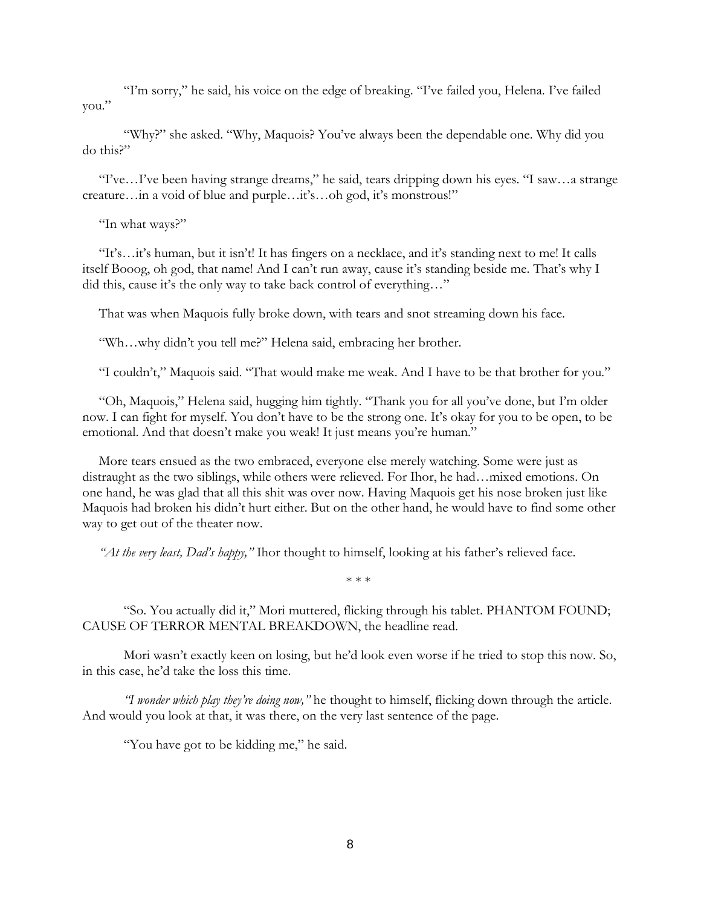"I'm sorry," he said, his voice on the edge of breaking. "I've failed you, Helena. I've failed you."

"Why?" she asked. "Why, Maquois? You've always been the dependable one. Why did you do this?"

"I've…I've been having strange dreams," he said, tears dripping down his eyes. "I saw…a strange creature…in a void of blue and purple…it's…oh god, it's monstrous!"

"In what ways?"

"It's…it's human, but it isn't! It has fingers on a necklace, and it's standing next to me! It calls itself Booog, oh god, that name! And I can't run away, cause it's standing beside me. That's why I did this, cause it's the only way to take back control of everything…"

That was when Maquois fully broke down, with tears and snot streaming down his face.

"Wh…why didn't you tell me?" Helena said, embracing her brother.

"I couldn't," Maquois said. "That would make me weak. And I have to be that brother for you."

"Oh, Maquois," Helena said, hugging him tightly. "Thank you for all you've done, but I'm older now. I can fight for myself. You don't have to be the strong one. It's okay for you to be open, to be emotional. And that doesn't make you weak! It just means you're human."

More tears ensued as the two embraced, everyone else merely watching. Some were just as distraught as the two siblings, while others were relieved. For Ihor, he had…mixed emotions. On one hand, he was glad that all this shit was over now. Having Maquois get his nose broken just like Maquois had broken his didn't hurt either. But on the other hand, he would have to find some other way to get out of the theater now.

*"At the very least, Dad's happy,"* Ihor thought to himself, looking at his father's relieved face.

\* \* \*

"So. You actually did it," Mori muttered, flicking through his tablet. PHANTOM FOUND; CAUSE OF TERROR MENTAL BREAKDOWN, the headline read.

Mori wasn't exactly keen on losing, but he'd look even worse if he tried to stop this now. So, in this case, he'd take the loss this time.

*"I wonder which play they're doing now,"* he thought to himself, flicking down through the article. And would you look at that, it was there, on the very last sentence of the page.

"You have got to be kidding me," he said.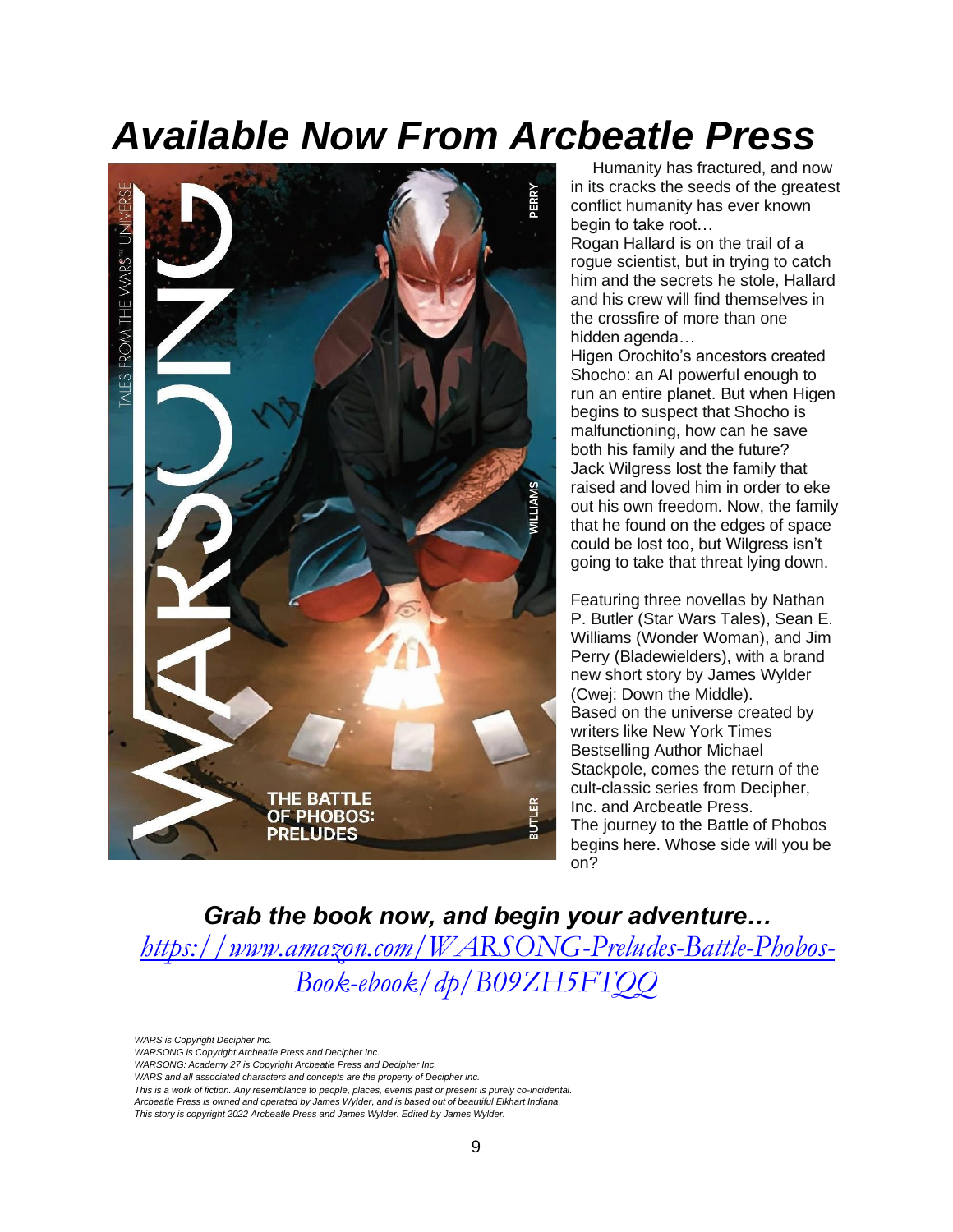# *Available Now From Arcbeatle Press*

Humanity has fractured, and now in its cracks the seeds of the greatest conflict humanity has ever known begin to take root…

Rogan Hallard is on the trail of a rogue scientist, but in trying to catch him and the secrets he stole, Hallard and his crew will find themselves in the crossfire of more than one hidden agenda…

Higen Orochito's ancestors created Shocho: an AI powerful enough to run an entire planet. But when Higen begins to suspect that Shocho is malfunctioning, how can he save both his family and the future?

Jack Wilgress lost the family that raised and loved him in order to eke out his own freedom. Now, the family that he found on the edges of space could be lost too, but Wilgress isn't going to take that threat lying down.

Featuring three novellas by Nathan P. Butler (Star Wars Tales), Sean E. Williams (Wonder Woman), and Jim Perry (Bladewielders), with a brand new short story by James Wylder (Cwej: Down the Middle).

Based on the universe created by writers like New York Times Bestselling Author Michael Stackpole, comes the return of the cult-classic series from Decipher, Inc. and Arcbeatle Press.

The journey to the Battle of Phobos begins here. Whose side will you be on?

***Grab the book now, and begin your adventure…***

*https://www.amazon.com/WARSONG-Preludes-Battle-Phobos-Book-ebook/dp/B09ZH5FTQQ*

*WARS is Copyright Decipher Inc.*
*WARSONG is Copyright Arcbeatle Press and Decipher Inc.*
*WARSONG: Academy 27 is Copyright Arcbeatle Press and Decipher Inc.*
*WARS and all associated characters and concepts are the property of Decipher inc.*
*This is a work of fiction. Any resemblance to people, places, events past or present is purely co-incidental.*
*Arcbeatle Press is owned and operated by James Wylder, and is based out of beautiful Elkhart Indiana.*
*This story is copyright 2022 Arcbeatle Press and James Wylder. Edited by James Wylder.*